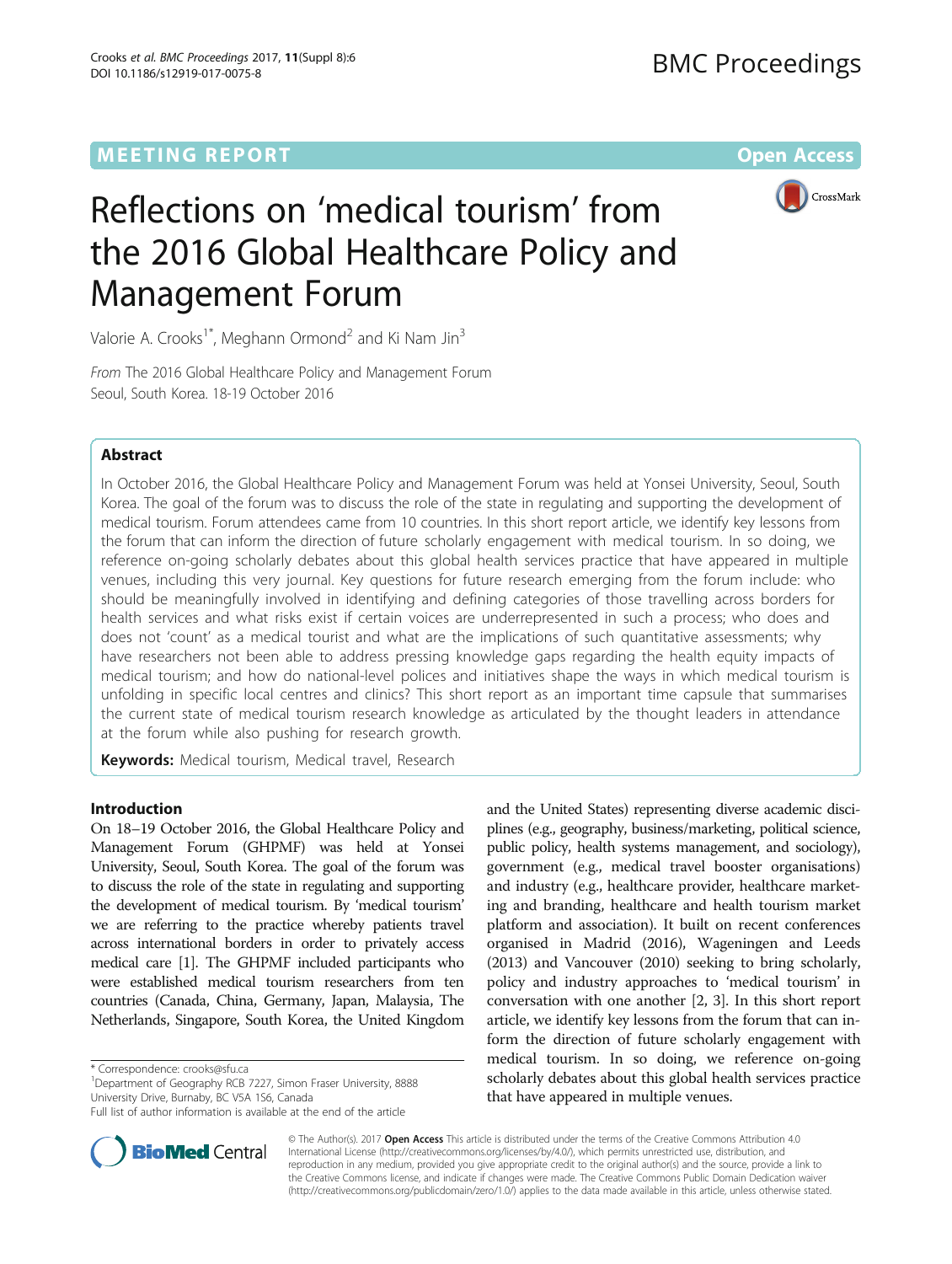MEETING REPORT

Open Access

# Reflections on 'medical tourism' from the 2016 Global Healthcare Policy and Management Forum

Valorie A. Crooks[1*], Meghann Ormond[2] and Ki Nam Jin[3]

*From* The 2016 Global Healthcare Policy and Management Forum
Seoul, South Korea. 18-19 October 2016

## Abstract

In October 2016, the Global Healthcare Policy and Management Forum was held at Yonsei University, Seoul, South Korea. The goal of the forum was to discuss the role of the state in regulating and supporting the development of medical tourism. Forum attendees came from 10 countries. In this short report article, we identify key lessons from the forum that can inform the direction of future scholarly engagement with medical tourism. In so doing, we reference on-going scholarly debates about this global health services practice that have appeared in multiple venues, including this very journal. Key questions for future research emerging from the forum include: who should be meaningfully involved in identifying and defining categories of those travelling across borders for health services and what risks exist if certain voices are underrepresented in such a process; who does and does not 'count' as a medical tourist and what are the implications of such quantitative assessments; why have researchers not been able to address pressing knowledge gaps regarding the health equity impacts of medical tourism; and how do national-level polices and initiatives shape the ways in which medical tourism is unfolding in specific local centres and clinics? This short report as an important time capsule that summarises the current state of medical tourism research knowledge as articulated by the thought leaders in attendance at the forum while also pushing for research growth.

**Keywords:** Medical tourism, Medical travel, Research

## Introduction

On 18–19 October 2016, the Global Healthcare Policy and Management Forum (GHPMF) was held at Yonsei University, Seoul, South Korea. The goal of the forum was to discuss the role of the state in regulating and supporting the development of medical tourism. By 'medical tourism' we are referring to the practice whereby patients travel across international borders in order to privately access medical care [1]. The GHPMF included participants who were established medical tourism researchers from ten countries (Canada, China, Germany, Japan, Malaysia, The Netherlands, Singapore, South Korea, the United Kingdom and the United States) representing diverse academic disciplines (e.g., geography, business/marketing, political science, public policy, health systems management, and sociology), government (e.g., medical travel booster organisations) and industry (e.g., healthcare provider, healthcare marketing and branding, healthcare and health tourism market platform and association). It built on recent conferences organised in Madrid (2016), Wageningen and Leeds (2013) and Vancouver (2010) seeking to bring scholarly, policy and industry approaches to 'medical tourism' in conversation with one another [2, 3]. In this short report article, we identify key lessons from the forum that can inform the direction of future scholarly engagement with medical tourism. In so doing, we reference on-going scholarly debates about this global health services practice that have appeared in multiple venues.

\* Correspondence: crooks@sfu.ca
[1]Department of Geography RCB 7227, Simon Fraser University, 8888 University Drive, Burnaby, BC V5A 1S6, Canada
Full list of author information is available at the end of the article

© The Author(s). 2017 **Open Access** This article is distributed under the terms of the Creative Commons Attribution 4.0 International License (http://creativecommons.org/licenses/by/4.0/), which permits unrestricted use, distribution, and reproduction in any medium, provided you give appropriate credit to the original author(s) and the source, provide a link to the Creative Commons license, and indicate if changes were made. The Creative Commons Public Domain Dedication waiver (http://creativecommons.org/publicdomain/zero/1.0/) applies to the data made available in this article, unless otherwise stated.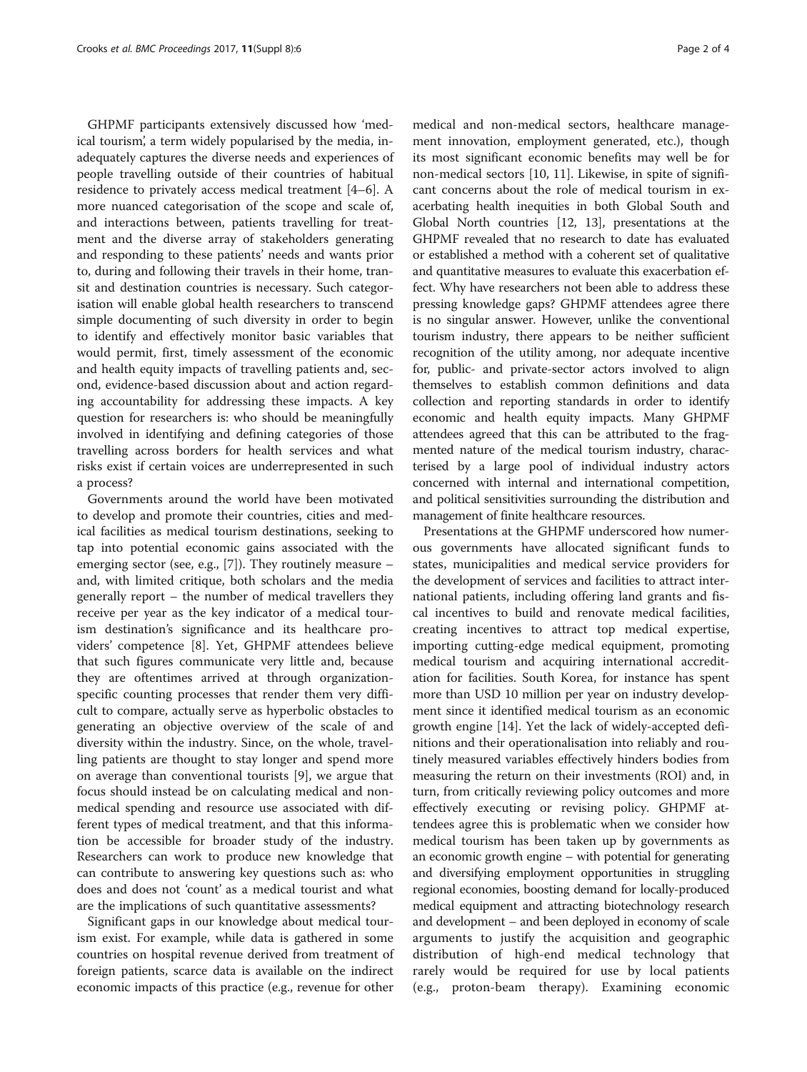GHPMF participants extensively discussed how 'medical tourism', a term widely popularised by the media, inadequately captures the diverse needs and experiences of people travelling outside of their countries of habitual residence to privately access medical treatment [4–6]. A more nuanced categorisation of the scope and scale of, and interactions between, patients travelling for treatment and the diverse array of stakeholders generating and responding to these patients' needs and wants prior to, during and following their travels in their home, transit and destination countries is necessary. Such categorisation will enable global health researchers to transcend simple documenting of such diversity in order to begin to identify and effectively monitor basic variables that would permit, first, timely assessment of the economic and health equity impacts of travelling patients and, second, evidence-based discussion about and action regarding accountability for addressing these impacts. A key question for researchers is: who should be meaningfully involved in identifying and defining categories of those travelling across borders for health services and what risks exist if certain voices are underrepresented in such a process?

Governments around the world have been motivated to develop and promote their countries, cities and medical facilities as medical tourism destinations, seeking to tap into potential economic gains associated with the emerging sector (see, e.g., [7]). They routinely measure – and, with limited critique, both scholars and the media generally report – the number of medical travellers they receive per year as the key indicator of a medical tourism destination's significance and its healthcare providers' competence [8]. Yet, GHPMF attendees believe that such figures communicate very little and, because they are oftentimes arrived at through organization-specific counting processes that render them very difficult to compare, actually serve as hyperbolic obstacles to generating an objective overview of the scale of and diversity within the industry. Since, on the whole, travelling patients are thought to stay longer and spend more on average than conventional tourists [9], we argue that focus should instead be on calculating medical and non-medical spending and resource use associated with different types of medical treatment, and that this information be accessible for broader study of the industry. Researchers can work to produce new knowledge that can contribute to answering key questions such as: who does and does not 'count' as a medical tourist and what are the implications of such quantitative assessments?

Significant gaps in our knowledge about medical tourism exist. For example, while data is gathered in some countries on hospital revenue derived from treatment of foreign patients, scarce data is available on the indirect economic impacts of this practice (e.g., revenue for other medical and non-medical sectors, healthcare management innovation, employment generated, etc.), though its most significant economic benefits may well be for non-medical sectors [10, 11]. Likewise, in spite of significant concerns about the role of medical tourism in exacerbating health inequities in both Global South and Global North countries [12, 13], presentations at the GHPMF revealed that no research to date has evaluated or established a method with a coherent set of qualitative and quantitative measures to evaluate this exacerbation effect. Why have researchers not been able to address these pressing knowledge gaps? GHPMF attendees agree there is no singular answer. However, unlike the conventional tourism industry, there appears to be neither sufficient recognition of the utility among, nor adequate incentive for, public- and private-sector actors involved to align themselves to establish common definitions and data collection and reporting standards in order to identify economic and health equity impacts. Many GHPMF attendees agreed that this can be attributed to the fragmented nature of the medical tourism industry, characterised by a large pool of individual industry actors concerned with internal and international competition, and political sensitivities surrounding the distribution and management of finite healthcare resources.

Presentations at the GHPMF underscored how numerous governments have allocated significant funds to states, municipalities and medical service providers for the development of services and facilities to attract international patients, including offering land grants and fiscal incentives to build and renovate medical facilities, creating incentives to attract top medical expertise, importing cutting-edge medical equipment, promoting medical tourism and acquiring international accreditation for facilities. South Korea, for instance has spent more than USD 10 million per year on industry development since it identified medical tourism as an economic growth engine [14]. Yet the lack of widely-accepted definitions and their operationalisation into reliably and routinely measured variables effectively hinders bodies from measuring the return on their investments (ROI) and, in turn, from critically reviewing policy outcomes and more effectively executing or revising policy. GHPMF attendees agree this is problematic when we consider how medical tourism has been taken up by governments as an economic growth engine – with potential for generating and diversifying employment opportunities in struggling regional economies, boosting demand for locally-produced medical equipment and attracting biotechnology research and development – and been deployed in economy of scale arguments to justify the acquisition and geographic distribution of high-end medical technology that rarely would be required for use by local patients (e.g., proton-beam therapy). Examining economic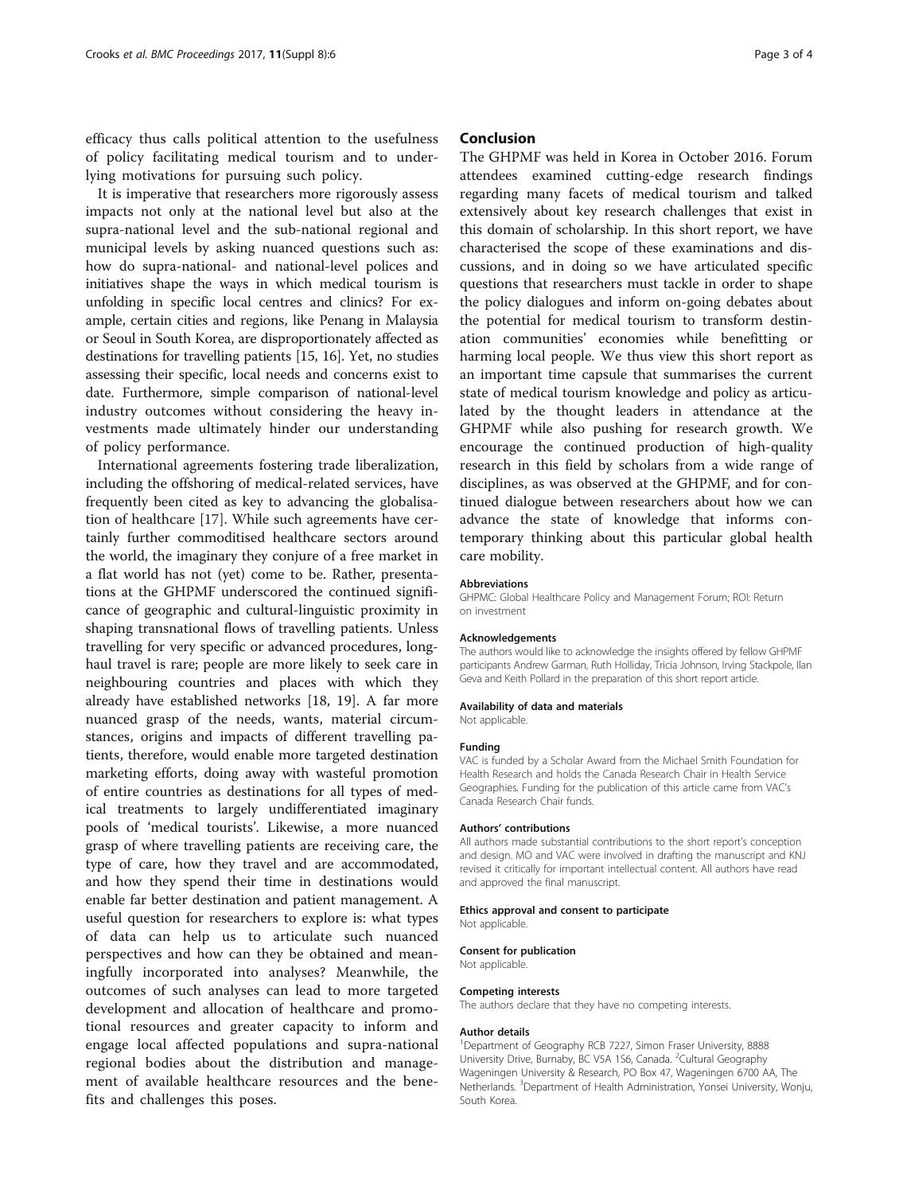efficacy thus calls political attention to the usefulness of policy facilitating medical tourism and to underlying motivations for pursuing such policy.

It is imperative that researchers more rigorously assess impacts not only at the national level but also at the supra-national level and the sub-national regional and municipal levels by asking nuanced questions such as: how do supra-national- and national-level polices and initiatives shape the ways in which medical tourism is unfolding in specific local centres and clinics? For example, certain cities and regions, like Penang in Malaysia or Seoul in South Korea, are disproportionately affected as destinations for travelling patients [15, 16]. Yet, no studies assessing their specific, local needs and concerns exist to date. Furthermore, simple comparison of national-level industry outcomes without considering the heavy investments made ultimately hinder our understanding of policy performance.

International agreements fostering trade liberalization, including the offshoring of medical-related services, have frequently been cited as key to advancing the globalisation of healthcare [17]. While such agreements have certainly further commoditised healthcare sectors around the world, the imaginary they conjure of a free market in a flat world has not (yet) come to be. Rather, presentations at the GHPMF underscored the continued significance of geographic and cultural-linguistic proximity in shaping transnational flows of travelling patients. Unless travelling for very specific or advanced procedures, long-haul travel is rare; people are more likely to seek care in neighbouring countries and places with which they already have established networks [18, 19]. A far more nuanced grasp of the needs, wants, material circumstances, origins and impacts of different travelling patients, therefore, would enable more targeted destination marketing efforts, doing away with wasteful promotion of entire countries as destinations for all types of medical treatments to largely undifferentiated imaginary pools of 'medical tourists'. Likewise, a more nuanced grasp of where travelling patients are receiving care, the type of care, how they travel and are accommodated, and how they spend their time in destinations would enable far better destination and patient management. A useful question for researchers to explore is: what types of data can help us to articulate such nuanced perspectives and how can they be obtained and meaningfully incorporated into analyses? Meanwhile, the outcomes of such analyses can lead to more targeted development and allocation of healthcare and promotional resources and greater capacity to inform and engage local affected populations and supra-national regional bodies about the distribution and management of available healthcare resources and the benefits and challenges this poses.

## Conclusion

The GHPMF was held in Korea in October 2016. Forum attendees examined cutting-edge research findings regarding many facets of medical tourism and talked extensively about key research challenges that exist in this domain of scholarship. In this short report, we have characterised the scope of these examinations and discussions, and in doing so we have articulated specific questions that researchers must tackle in order to shape the policy dialogues and inform on-going debates about the potential for medical tourism to transform destination communities' economies while benefitting or harming local people. We thus view this short report as an important time capsule that summarises the current state of medical tourism knowledge and policy as articulated by the thought leaders in attendance at the GHPMF while also pushing for research growth. We encourage the continued production of high-quality research in this field by scholars from a wide range of disciplines, as was observed at the GHPMF, and for continued dialogue between researchers about how we can advance the state of knowledge that informs contemporary thinking about this particular global health care mobility.

#### Abbreviations

GHPMC: Global Healthcare Policy and Management Forum; ROI: Return on investment

#### Acknowledgements

The authors would like to acknowledge the insights offered by fellow GHPMF participants Andrew Garman, Ruth Holliday, Tricia Johnson, Irving Stackpole, Ilan Geva and Keith Pollard in the preparation of this short report article.

#### Availability of data and materials

Not applicable.

#### Funding

VAC is funded by a Scholar Award from the Michael Smith Foundation for Health Research and holds the Canada Research Chair in Health Service Geographies. Funding for the publication of this article came from VAC's Canada Research Chair funds.

#### Authors' contributions

All authors made substantial contributions to the short report's conception and design. MO and VAC were involved in drafting the manuscript and KNJ revised it critically for important intellectual content. All authors have read and approved the final manuscript.

#### Ethics approval and consent to participate

Not applicable.

#### Consent for publication

Not applicable.

#### Competing interests

The authors declare that they have no competing interests.

#### Author details

[1]Department of Geography RCB 7227, Simon Fraser University, 8888 University Drive, Burnaby, BC V5A 1S6, Canada. [2]Cultural Geography Wageningen University & Research, PO Box 47, Wageningen 6700 AA, The Netherlands. [3]Department of Health Administration, Yonsei University, Wonju, South Korea.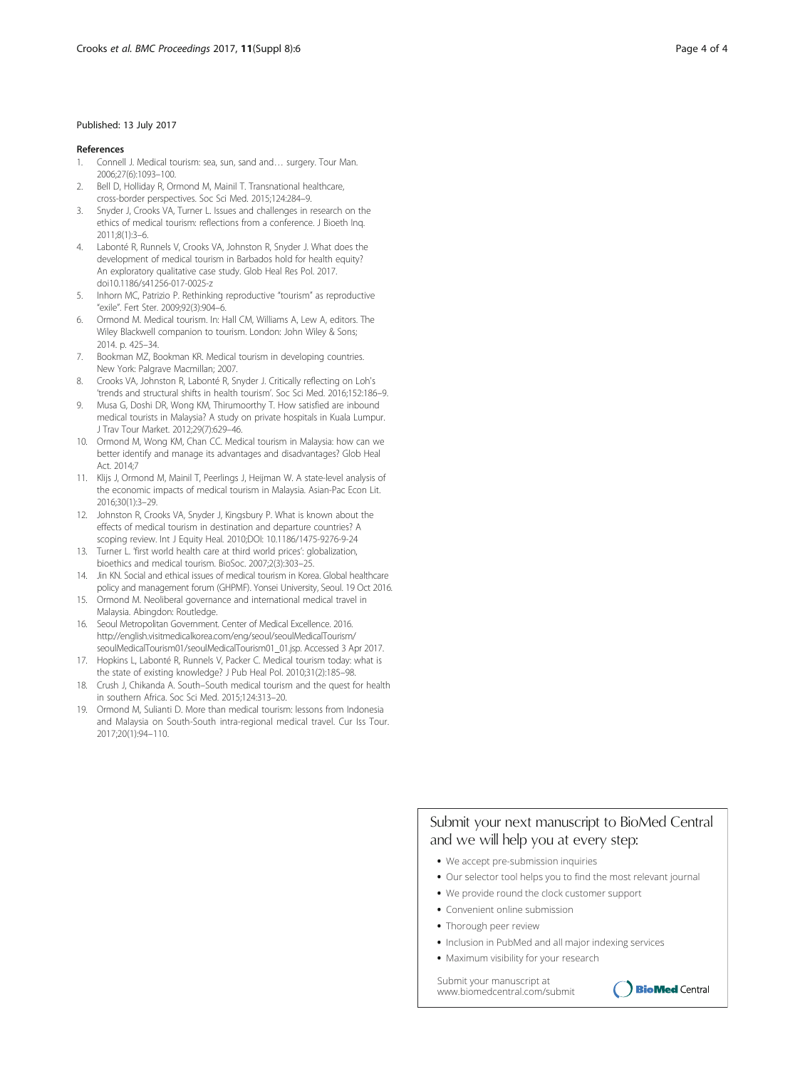Published: 13 July 2017

## References

1. Connell J. Medical tourism: sea, sun, sand and… surgery. Tour Man. 2006;27(6):1093–100.
2. Bell D, Holliday R, Ormond M, Mainil T. Transnational healthcare, cross-border perspectives. Soc Sci Med. 2015;124:284–9.
3. Snyder J, Crooks VA, Turner L. Issues and challenges in research on the ethics of medical tourism: reflections from a conference. J Bioeth Inq. 2011;8(1):3–6.
4. Labonté R, Runnels V, Crooks VA, Johnston R, Snyder J. What does the development of medical tourism in Barbados hold for health equity? An exploratory qualitative case study. Glob Heal Res Pol. 2017. doi10.1186/s41256-017-0025-z
5. Inhorn MC, Patrizio P. Rethinking reproductive "tourism" as reproductive "exile". Fert Ster. 2009;92(3):904–6.
6. Ormond M. Medical tourism. In: Hall CM, Williams A, Lew A, editors. The Wiley Blackwell companion to tourism. London: John Wiley & Sons; 2014. p. 425–34.
7. Bookman MZ, Bookman KR. Medical tourism in developing countries. New York: Palgrave Macmillan; 2007.
8. Crooks VA, Johnston R, Labonté R, Snyder J. Critically reflecting on Loh's 'trends and structural shifts in health tourism'. Soc Sci Med. 2016;152:186–9.
9. Musa G, Doshi DR, Wong KM, Thirumoorthy T. How satisfied are inbound medical tourists in Malaysia? A study on private hospitals in Kuala Lumpur. J Trav Tour Market. 2012;29(7):629–46.
10. Ormond M, Wong KM, Chan CC. Medical tourism in Malaysia: how can we better identify and manage its advantages and disadvantages? Glob Heal Act. 2014;7
11. Klijs J, Ormond M, Mainil T, Peerlings J, Heijman W. A state-level analysis of the economic impacts of medical tourism in Malaysia. Asian-Pac Econ Lit. 2016;30(1):3–29.
12. Johnston R, Crooks VA, Snyder J, Kingsbury P. What is known about the effects of medical tourism in destination and departure countries? A scoping review. Int J Equity Heal. 2010;DOI: 10.1186/1475-9276-9-24
13. Turner L. 'first world health care at third world prices': globalization, bioethics and medical tourism. BioSoc. 2007;2(3):303–25.
14. Jin KN. Social and ethical issues of medical tourism in Korea. Global healthcare policy and management forum (GHPMF). Yonsei University, Seoul. 19 Oct 2016.
15. Ormond M. Neoliberal governance and international medical travel in Malaysia. Abingdon: Routledge.
16. Seoul Metropolitan Government. Center of Medical Excellence. 2016. http://english.visitmedicalkorea.com/eng/seoul/seoulMedicalTourism/seoulMedicalTourism01/seoulMedicalTourism01_01.jsp. Accessed 3 Apr 2017.
17. Hopkins L, Labonté R, Runnels V, Packer C. Medical tourism today: what is the state of existing knowledge? J Pub Heal Pol. 2010;31(2):185–98.
18. Crush J, Chikanda A. South–South medical tourism and the quest for health in southern Africa. Soc Sci Med. 2015;124:313–20.
19. Ormond M, Sulianti D. More than medical tourism: lessons from Indonesia and Malaysia on South-South intra-regional medical travel. Cur Iss Tour. 2017;20(1):94–110.

Submit your next manuscript to BioMed Central and we will help you at every step:

- We accept pre-submission inquiries
- Our selector tool helps you to find the most relevant journal
- We provide round the clock customer support
- Convenient online submission
- Thorough peer review
- Inclusion in PubMed and all major indexing services
- Maximum visibility for your research

Submit your manuscript at
www.biomedcentral.com/submit

BioMed Central